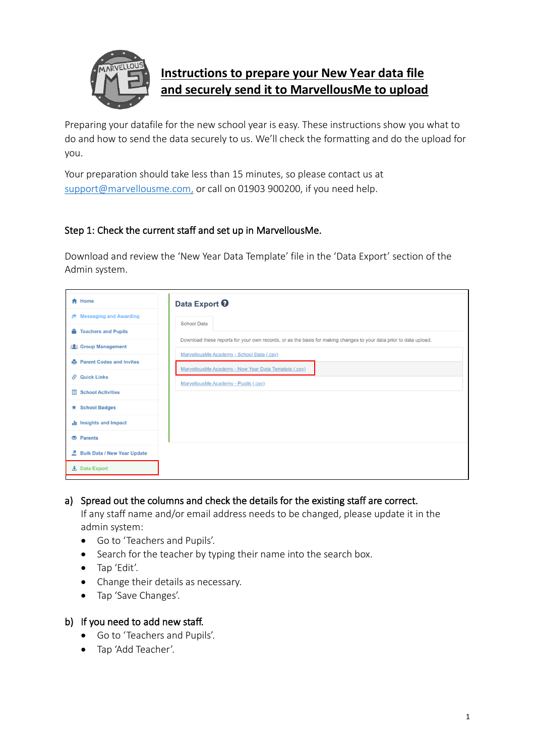# Instructions to prepare your New Year data file and securely send it to MarvellousMe to upload

Preparing your datafile for the new school year is easy. These instructions show you what to do and how to send the data securely to us. We'll check the formatting and do the upload for you.

Your preparation should take less than 15 minutes, so please contact us at support@marvellousme.com, or call on 01903 900200, if you need help.

## Step 1: Check the current staff and set up in MarvellousMe.

Download and review the 'New Year Data Template' file in the 'Data Export' section of the Admin system.

a) **Spread out the columns and check the details for the existing staff are correct.**
   If any staff name and/or email address needs to be changed, please update it in the admin system:
   - Go to 'Teachers and Pupils'.
   - Search for the teacher by typing their name into the search box.
   - Tap 'Edit'.
   - Change their details as necessary.
   - Tap 'Save Changes'.

b) **If you need to add new staff.**
   - Go to 'Teachers and Pupils'.
   - Tap 'Add Teacher'.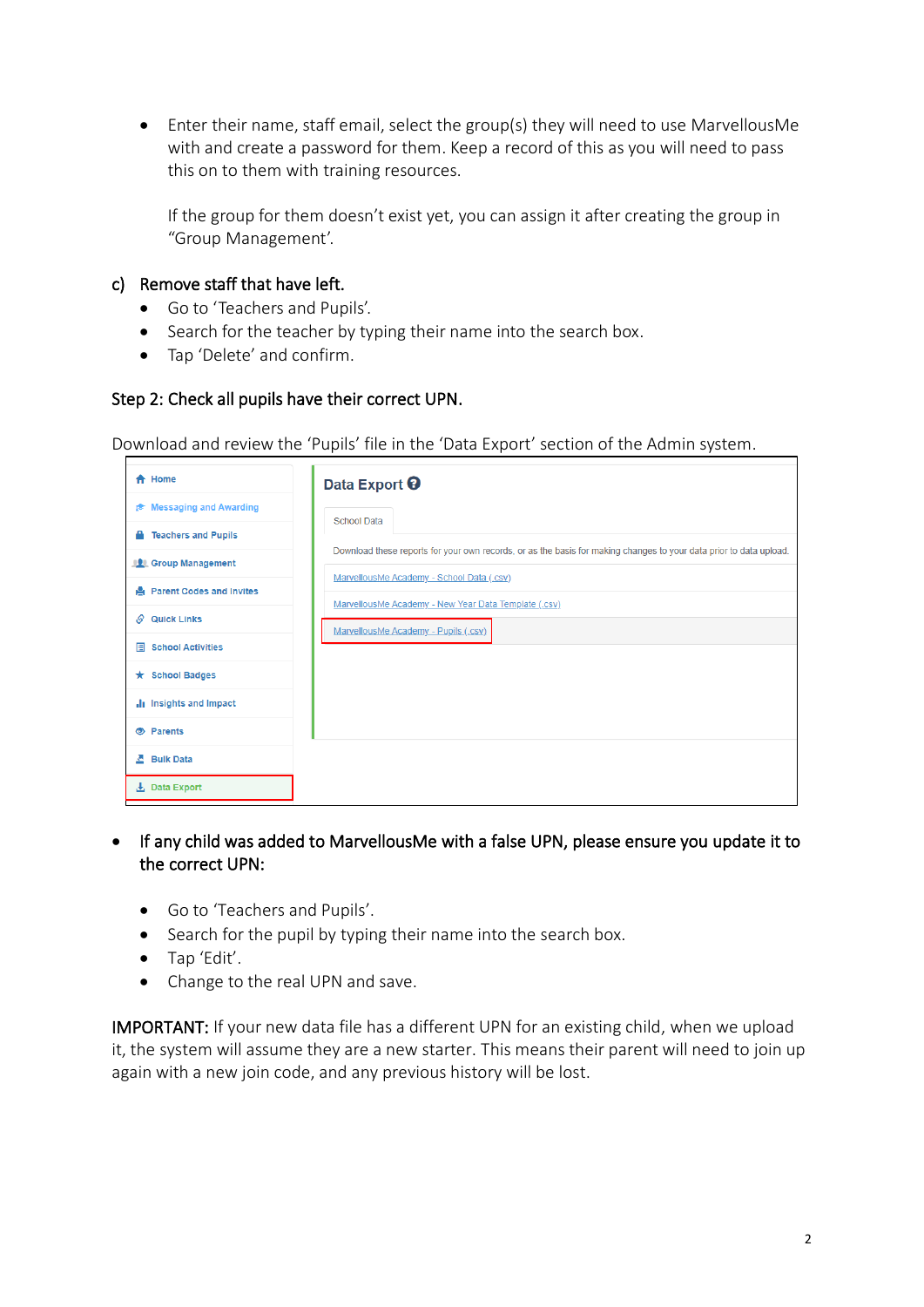- Enter their name, staff email, select the group(s) they will need to use MarvellousMe with and create a password for them. Keep a record of this as you will need to pass this on to them with training resources.

  If the group for them doesn't exist yet, you can assign it after creating the group in "Group Management'.

**c) Remove staff that have left.**

- Go to 'Teachers and Pupils'.
- Search for the teacher by typing their name into the search box.
- Tap 'Delete' and confirm.

**Step 2: Check all pupils have their correct UPN.**

Download and review the 'Pupils' file in the 'Data Export' section of the Admin system.

- **If any child was added to MarvellousMe with a false UPN, please ensure you update it to the correct UPN:**

  - Go to 'Teachers and Pupils'.
  - Search for the pupil by typing their name into the search box.
  - Tap 'Edit'.
  - Change to the real UPN and save.

**IMPORTANT:** If your new data file has a different UPN for an existing child, when we upload it, the system will assume they are a new starter. This means their parent will need to join up again with a new join code, and any previous history will be lost.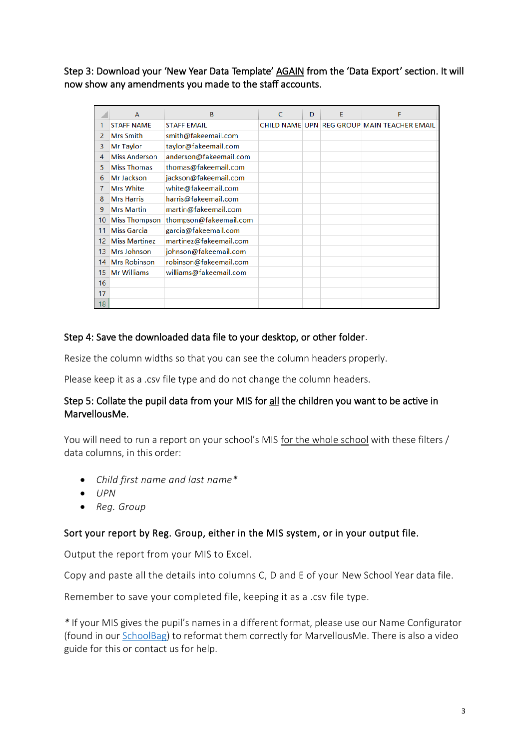Step 3: Download your 'New Year Data Template' AGAIN from the 'Data Export' section. It will now show any amendments you made to the staff accounts.

| | A | B | C | D | E | F |
|---|---|---|---|---|---|---|
| 1 | STAFF NAME | STAFF EMAIL | CHILD NAME | UPN | REG GROUP | MAIN TEACHER EMAIL |
| 2 | Mrs Smith | smith@fakeemail.com | | | | |
| 3 | Mr Taylor | taylor@fakeemail.com | | | | |
| 4 | Miss Anderson | anderson@fakeemail.com | | | | |
| 5 | Miss Thomas | thomas@fakeemail.com | | | | |
| 6 | Mr Jackson | jackson@fakeemail.com | | | | |
| 7 | Mrs White | white@fakeemail.com | | | | |
| 8 | Mrs Harris | harris@fakeemail.com | | | | |
| 9 | Mrs Martin | martin@fakeemail.com | | | | |
| 10 | Miss Thompson | thompson@fakeemail.com | | | | |
| 11 | Miss Garcia | garcia@fakeemail.com | | | | |
| 12 | Miss Martinez | martinez@fakeemail.com | | | | |
| 13 | Mrs Johnson | johnson@fakeemail.com | | | | |
| 14 | Mrs Robinson | robinson@fakeemail.com | | | | |
| 15 | Mr Williams | williams@fakeemail.com | | | | |
| 16 | | | | | | |
| 17 | | | | | | |
| 18 | | | | | | |

Step 4: Save the downloaded data file to your desktop, or other folder.

Resize the column widths so that you can see the column headers properly.

Please keep it as a .csv file type and do not change the column headers.

Step 5: Collate the pupil data from your MIS for all the children you want to be active in MarvellousMe.

You will need to run a report on your school's MIS for the whole school with these filters / data columns, in this order:

- *Child first name and last name**
- *UPN*
- *Reg. Group*

Sort your report by Reg. Group, either in the MIS system, or in your output file.

Output the report from your MIS to Excel.

Copy and paste all the details into columns C, D and E of your New School Year data file.

Remember to save your completed file, keeping it as a .csv file type.

* If your MIS gives the pupil's names in a different format, please use our Name Configurator (found in our SchoolBag) to reformat them correctly for MarvellousMe. There is also a video guide for this or contact us for help.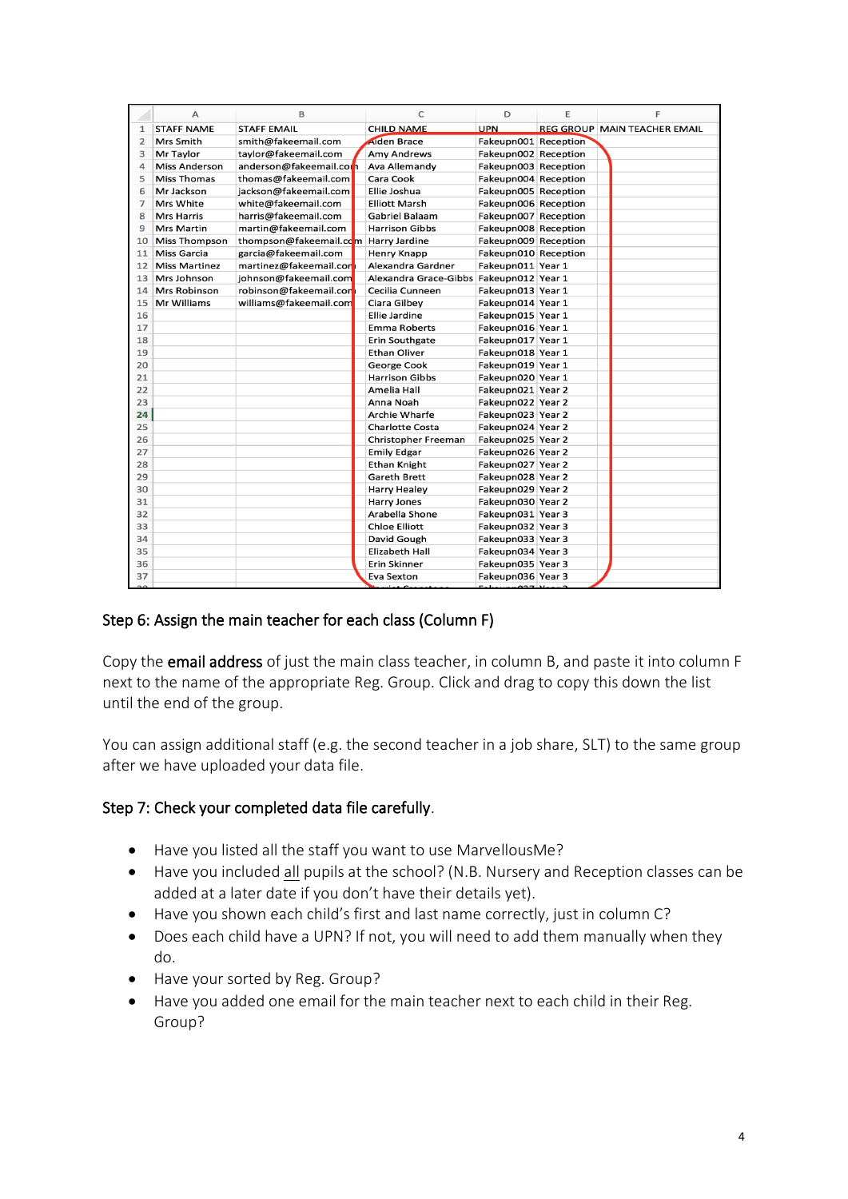| | A | B | C | D | E | F |
|---|---|---|---|---|---|---|
| 1 | STAFF NAME | STAFF EMAIL | CHILD NAME | UPN | REG GROUP | MAIN TEACHER EMAIL |
| 2 | Mrs Smith | smith@fakeemail.com | Aiden Brace | Fakeupn001 | Reception | |
| 3 | Mr Taylor | taylor@fakeemail.com | Amy Andrews | Fakeupn002 | Reception | |
| 4 | Miss Anderson | anderson@fakeemail.com | Ava Allemandy | Fakeupn003 | Reception | |
| 5 | Miss Thomas | thomas@fakeemail.com | Cara Cook | Fakeupn004 | Reception | |
| 6 | Mr Jackson | jackson@fakeemail.com | Ellie Joshua | Fakeupn005 | Reception | |
| 7 | Mrs White | white@fakeemail.com | Elliott Marsh | Fakeupn006 | Reception | |
| 8 | Mrs Harris | harris@fakeemail.com | Gabriel Balaam | Fakeupn007 | Reception | |
| 9 | Mrs Martin | martin@fakeemail.com | Harrison Gibbs | Fakeupn008 | Reception | |
| 10 | Miss Thompson | thompson@fakeemail.com | Harry Jardine | Fakeupn009 | Reception | |
| 11 | Miss Garcia | garcia@fakeemail.com | Henry Knapp | Fakeupn010 | Reception | |
| 12 | Miss Martinez | martinez@fakeemail.com | Alexandra Gardner | Fakeupn011 | Year 1 | |
| 13 | Mrs Johnson | johnson@fakeemail.com | Alexandra Grace-Gibbs | Fakeupn012 | Year 1 | |
| 14 | Mrs Robinson | robinson@fakeemail.com | Cecilia Cunneen | Fakeupn013 | Year 1 | |
| 15 | Mr Williams | williams@fakeemail.com | Ciara Gilbey | Fakeupn014 | Year 1 | |
| 16 | | | Ellie Jardine | Fakeupn015 | Year 1 | |
| 17 | | | Emma Roberts | Fakeupn016 | Year 1 | |
| 18 | | | Erin Southgate | Fakeupn017 | Year 1 | |
| 19 | | | Ethan Oliver | Fakeupn018 | Year 1 | |
| 20 | | | George Cook | Fakeupn019 | Year 1 | |
| 21 | | | Harrison Gibbs | Fakeupn020 | Year 1 | |
| 22 | | | Amelia Hall | Fakeupn021 | Year 2 | |
| 23 | | | Anna Noah | Fakeupn022 | Year 2 | |
| 24 | | | Archie Wharfe | Fakeupn023 | Year 2 | |
| 25 | | | Charlotte Costa | Fakeupn024 | Year 2 | |
| 26 | | | Christopher Freeman | Fakeupn025 | Year 2 | |
| 27 | | | Emily Edgar | Fakeupn026 | Year 2 | |
| 28 | | | Ethan Knight | Fakeupn027 | Year 2 | |
| 29 | | | Gareth Brett | Fakeupn028 | Year 2 | |
| 30 | | | Harry Healey | Fakeupn029 | Year 2 | |
| 31 | | | Harry Jones | Fakeupn030 | Year 2 | |
| 32 | | | Arabella Shone | Fakeupn031 | Year 3 | |
| 33 | | | Chloe Elliott | Fakeupn032 | Year 3 | |
| 34 | | | David Gough | Fakeupn033 | Year 3 | |
| 35 | | | Elizabeth Hall | Fakeupn034 | Year 3 | |
| 36 | | | Erin Skinner | Fakeupn035 | Year 3 | |
| 37 | | | Eva Sexton | Fakeupn036 | Year 3 | |

## Step 6: Assign the main teacher for each class (Column F)

Copy the **email address** of just the main class teacher, in column B, and paste it into column F next to the name of the appropriate Reg. Group. Click and drag to copy this down the list until the end of the group.

You can assign additional staff (e.g. the second teacher in a job share, SLT) to the same group after we have uploaded your data file.

## Step 7: Check your completed data file carefully.

- Have you listed all the staff you want to use MarvellousMe?
- Have you included all pupils at the school? (N.B. Nursery and Reception classes can be added at a later date if you don't have their details yet).
- Have you shown each child's first and last name correctly, just in column C?
- Does each child have a UPN? If not, you will need to add them manually when they do.
- Have your sorted by Reg. Group?
- Have you added one email for the main teacher next to each child in their Reg. Group?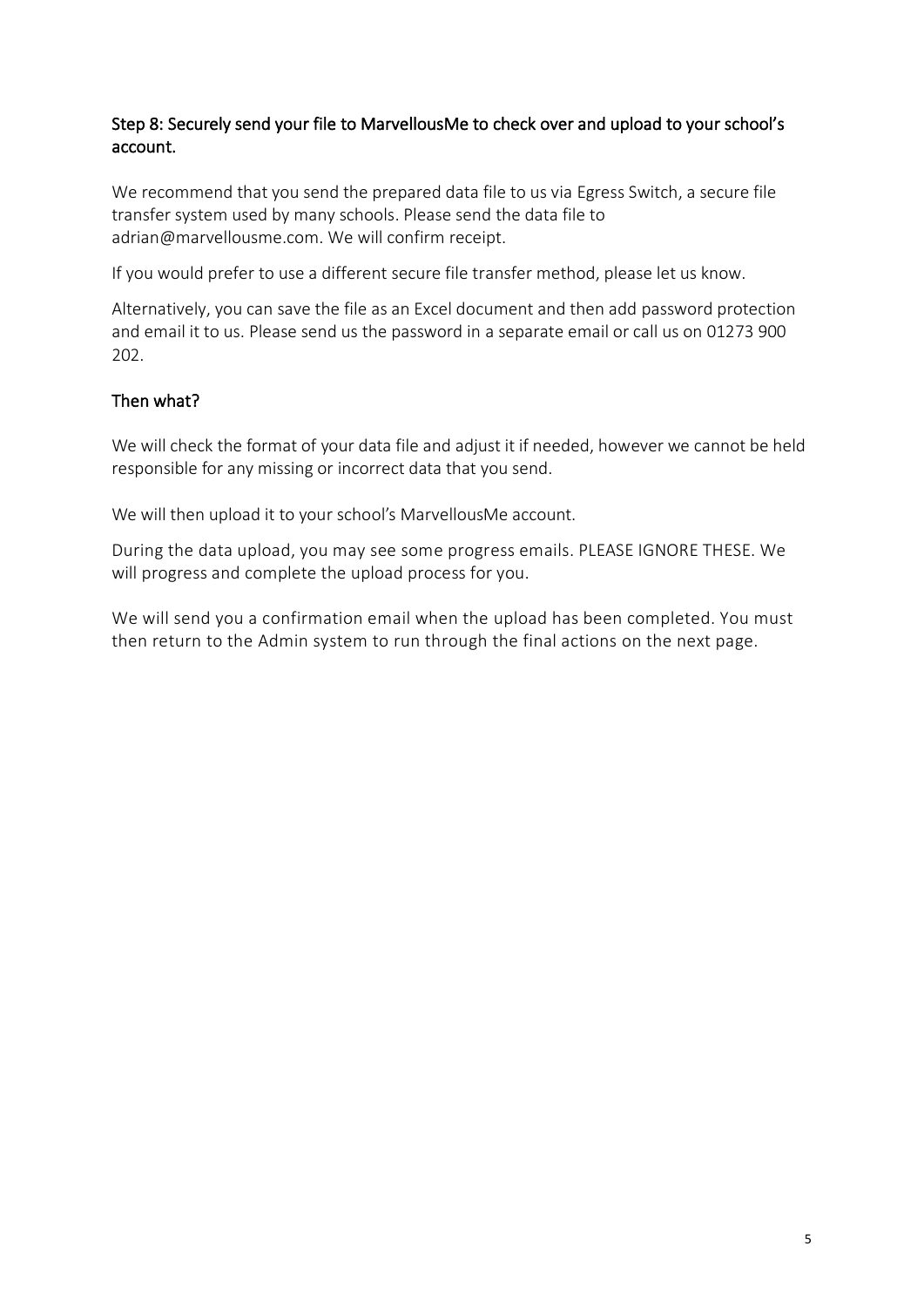## Step 8: Securely send your file to MarvellousMe to check over and upload to your school's account.

We recommend that you send the prepared data file to us via Egress Switch, a secure file transfer system used by many schools. Please send the data file to adrian@marvellousme.com. We will confirm receipt.

If you would prefer to use a different secure file transfer method, please let us know.

Alternatively, you can save the file as an Excel document and then add password protection and email it to us. Please send us the password in a separate email or call us on 01273 900 202.

## Then what?

We will check the format of your data file and adjust it if needed, however we cannot be held responsible for any missing or incorrect data that you send.

We will then upload it to your school's MarvellousMe account.

During the data upload, you may see some progress emails. PLEASE IGNORE THESE. We will progress and complete the upload process for you.

We will send you a confirmation email when the upload has been completed. You must then return to the Admin system to run through the final actions on the next page.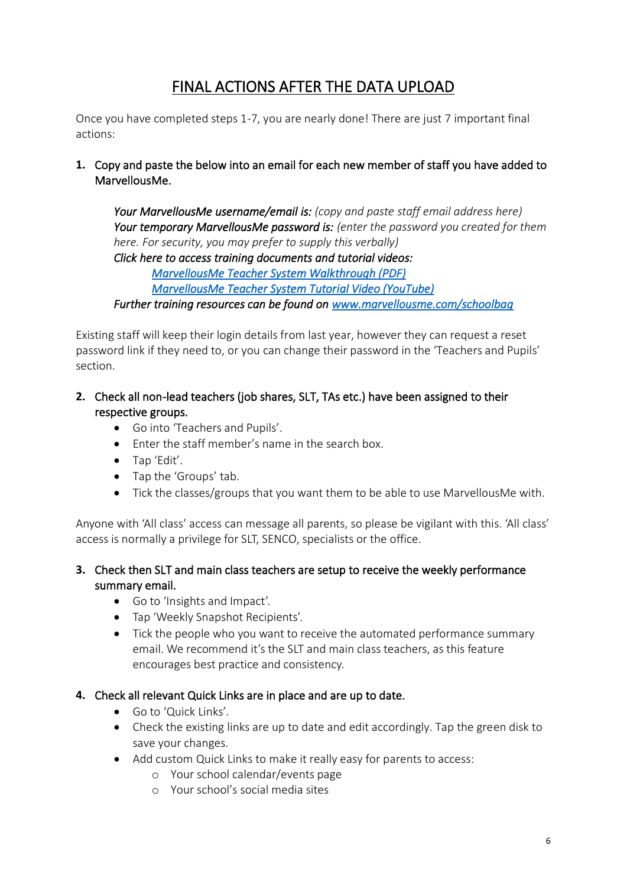# FINAL ACTIONS AFTER THE DATA UPLOAD

Once you have completed steps 1-7, you are nearly done! There are just 7 important final actions:

1. **Copy and paste the below into an email for each new member of staff you have added to MarvellousMe.**

   ***Your MarvellousMe username/email is:*** *(copy and paste staff email address here)*
   ***Your temporary MarvellousMe password is:*** *(enter the password you created for them here. For security, you may prefer to supply this verbally)*
   ***Click here to access training documents and tutorial videos:***
   *MarvellousMe Teacher System Walkthrough (PDF)*
   *MarvellousMe Teacher System Tutorial Video (YouTube)*
   ***Further training resources can be found on*** *www.marvellousme.com/schoolbag*

Existing staff will keep their login details from last year, however they can request a reset password link if they need to, or you can change their password in the 'Teachers and Pupils' section.

2. **Check all non-lead teachers (job shares, SLT, TAs etc.) have been assigned to their respective groups.**
   - Go into 'Teachers and Pupils'.
   - Enter the staff member's name in the search box.
   - Tap 'Edit'.
   - Tap the 'Groups' tab.
   - Tick the classes/groups that you want them to be able to use MarvellousMe with.

Anyone with 'All class' access can message all parents, so please be vigilant with this. 'All class' access is normally a privilege for SLT, SENCO, specialists or the office.

3. **Check then SLT and main class teachers are setup to receive the weekly performance summary email.**
   - Go to 'Insights and Impact'.
   - Tap 'Weekly Snapshot Recipients'.
   - Tick the people who you want to receive the automated performance summary email. We recommend it's the SLT and main class teachers, as this feature encourages best practice and consistency.

4. **Check all relevant Quick Links are in place and are up to date.**
   - Go to 'Quick Links'.
   - Check the existing links are up to date and edit accordingly. Tap the green disk to save your changes.
   - Add custom Quick Links to make it really easy for parents to access:
     - Your school calendar/events page
     - Your school's social media sites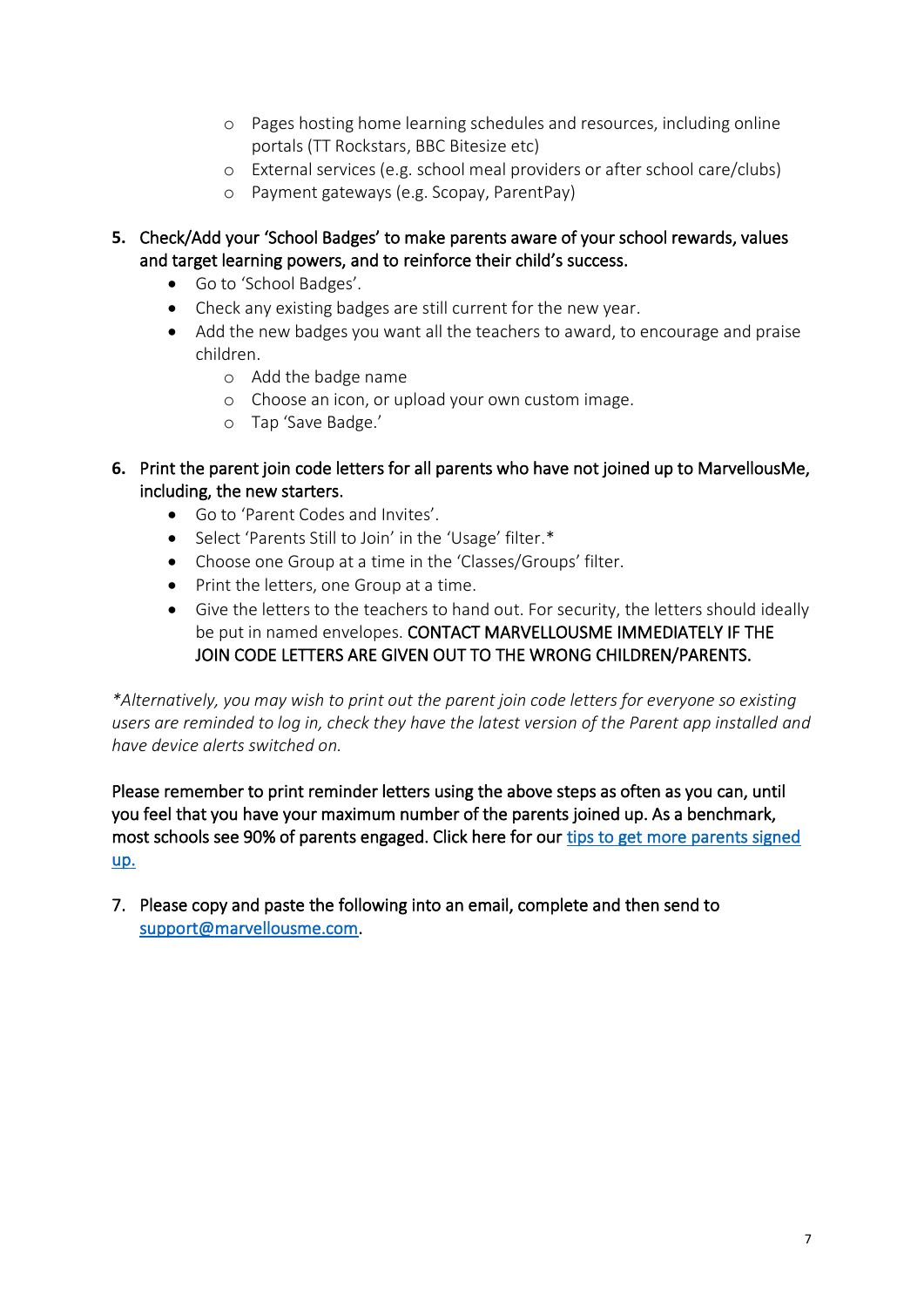- Pages hosting home learning schedules and resources, including online portals (TT Rockstars, BBC Bitesize etc)
  - External services (e.g. school meal providers or after school care/clubs)
  - Payment gateways (e.g. Scopay, ParentPay)

5. **Check/Add your 'School Badges' to make parents aware of your school rewards, values and target learning powers, and to reinforce their child's success.**
   - Go to 'School Badges'.
   - Check any existing badges are still current for the new year.
   - Add the new badges you want all the teachers to award, to encourage and praise children.
     - Add the badge name
     - Choose an icon, or upload your own custom image.
     - Tap 'Save Badge.'

6. **Print the parent join code letters for all parents who have not joined up to MarvellousMe, including, the new starters.**
   - Go to 'Parent Codes and Invites'.
   - Select 'Parents Still to Join' in the 'Usage' filter.*
   - Choose one Group at a time in the 'Classes/Groups' filter.
   - Print the letters, one Group at a time.
   - Give the letters to the teachers to hand out. For security, the letters should ideally be put in named envelopes. CONTACT MARVELLOUSME IMMEDIATELY IF THE JOIN CODE LETTERS ARE GIVEN OUT TO THE WRONG CHILDREN/PARENTS.

*\*Alternatively, you may wish to print out the parent join code letters for everyone so existing users are reminded to log in, check they have the latest version of the Parent app installed and have device alerts switched on.*

**Please remember to print reminder letters using the above steps as often as you can, until you feel that you have your maximum number of the parents joined up. As a benchmark, most schools see 90% of parents engaged. Click here for our tips to get more parents signed up.**

7. Please copy and paste the following into an email, complete and then send to support@marvellousme.com.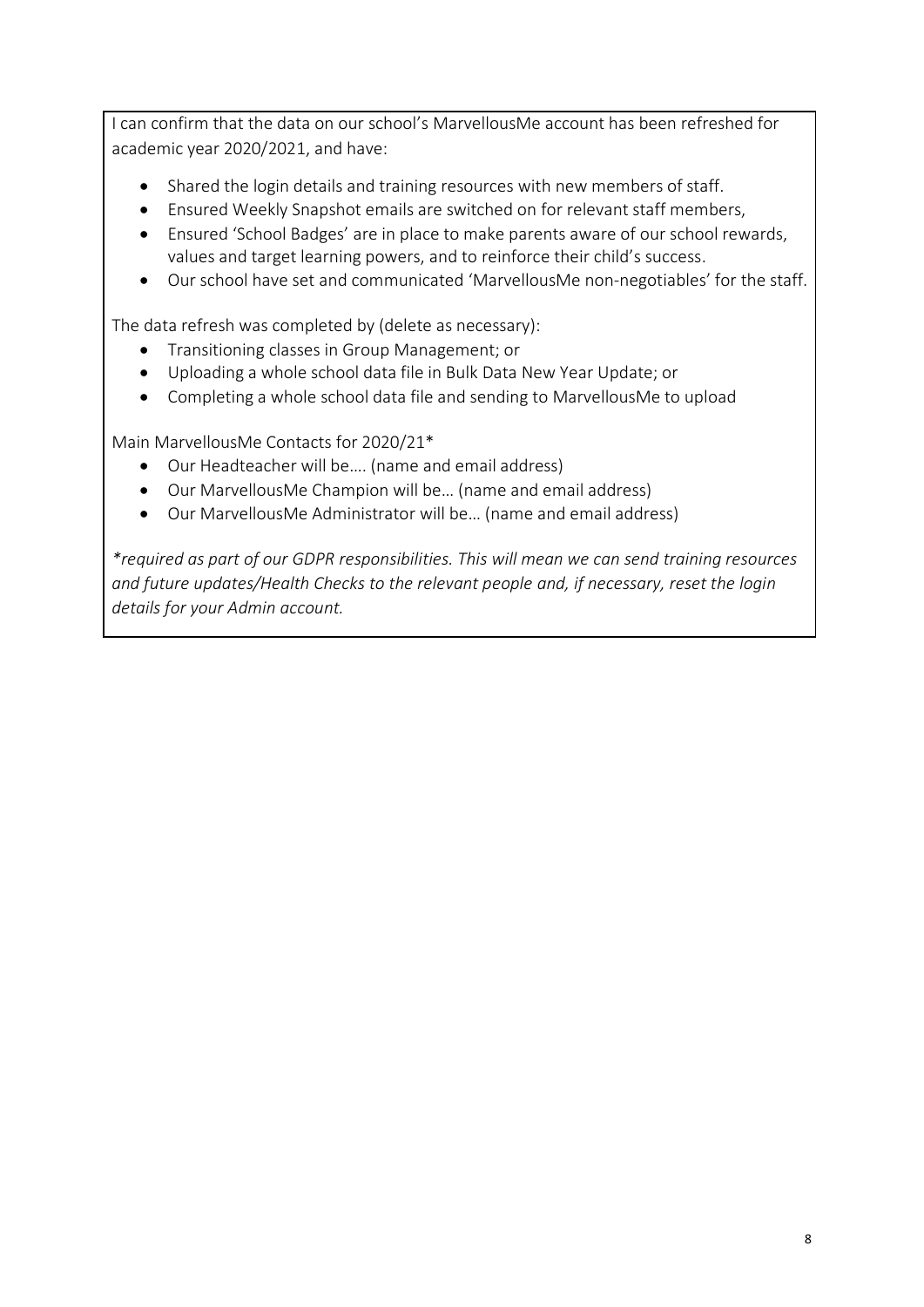I can confirm that the data on our school's MarvellousMe account has been refreshed for academic year 2020/2021, and have:

- Shared the login details and training resources with new members of staff.
- Ensured Weekly Snapshot emails are switched on for relevant staff members,
- Ensured 'School Badges' are in place to make parents aware of our school rewards, values and target learning powers, and to reinforce their child's success.
- Our school have set and communicated 'MarvellousMe non-negotiables' for the staff.

The data refresh was completed by (delete as necessary):

- Transitioning classes in Group Management; or
- Uploading a whole school data file in Bulk Data New Year Update; or
- Completing a whole school data file and sending to MarvellousMe to upload

Main MarvellousMe Contacts for 2020/21*

- Our Headteacher will be…. (name and email address)
- Our MarvellousMe Champion will be… (name and email address)
- Our MarvellousMe Administrator will be… (name and email address)

*\*required as part of our GDPR responsibilities. This will mean we can send training resources and future updates/Health Checks to the relevant people and, if necessary, reset the login details for your Admin account.*